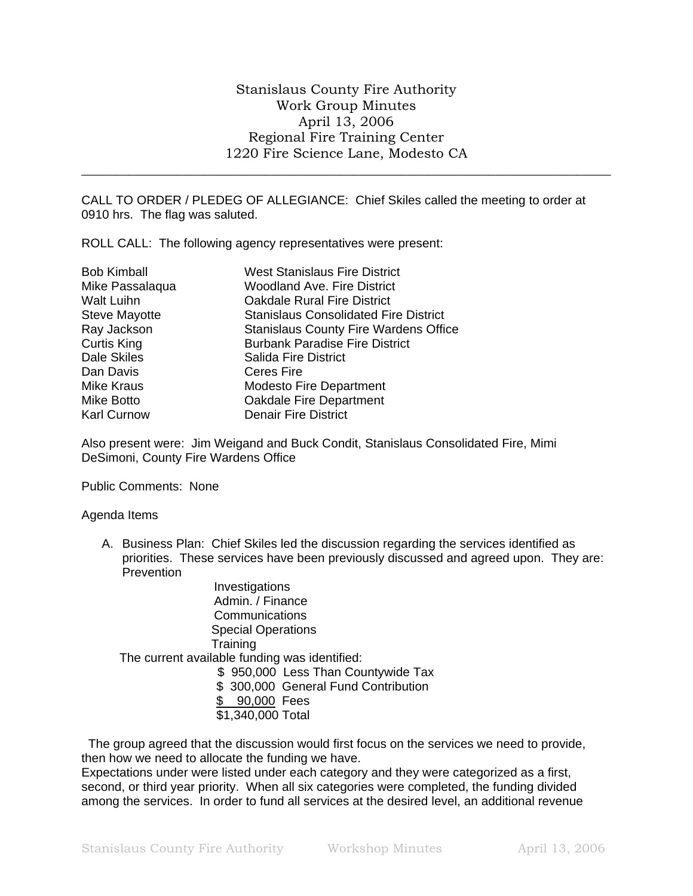Stanislaus County Fire Authority
Work Group Minutes
April 13, 2006
Regional Fire Training Center
1220 Fire Science Lane, Modesto CA

---

CALL TO ORDER / PLEDEG OF ALLEGIANCE: Chief Skiles called the meeting to order at 0910 hrs. The flag was saluted.

ROLL CALL: The following agency representatives were present:

| | |
|---|---|
| Bob Kimball | West Stanislaus Fire District |
| Mike Passalaqua | Woodland Ave. Fire District |
| Walt Luihn | Oakdale Rural Fire District |
| Steve Mayotte | Stanislaus Consolidated Fire District |
| Ray Jackson | Stanislaus County Fire Wardens Office |
| Curtis King | Burbank Paradise Fire District |
| Dale Skiles | Salida Fire District |
| Dan Davis | Ceres Fire |
| Mike Kraus | Modesto Fire Department |
| Mike Botto | Oakdale Fire Department |
| Karl Curnow | Denair Fire District |

Also present were: Jim Weigand and Buck Condit, Stanislaus Consolidated Fire, Mimi DeSimoni, County Fire Wardens Office

Public Comments: None

Agenda Items

A. Business Plan: Chief Skiles led the discussion regarding the services identified as priorities. These services have been previously discussed and agreed upon. They are:
   Prevention
   Investigations
   Admin. / Finance
   Communications
   Special Operations
   Training

   The current available funding was identified:

   | | |
   |---|---|
   | $ 950,000 | Less Than Countywide Tax |
   | $ 300,000 | General Fund Contribution |
   | $ 90,000 | Fees |
   | $1,340,000 | Total |

The group agreed that the discussion would first focus on the services we need to provide, then how we need to allocate the funding we have.
Expectations under were listed under each category and they were categorized as a first, second, or third year priority. When all six categories were completed, the funding divided among the services. In order to fund all services at the desired level, an additional revenue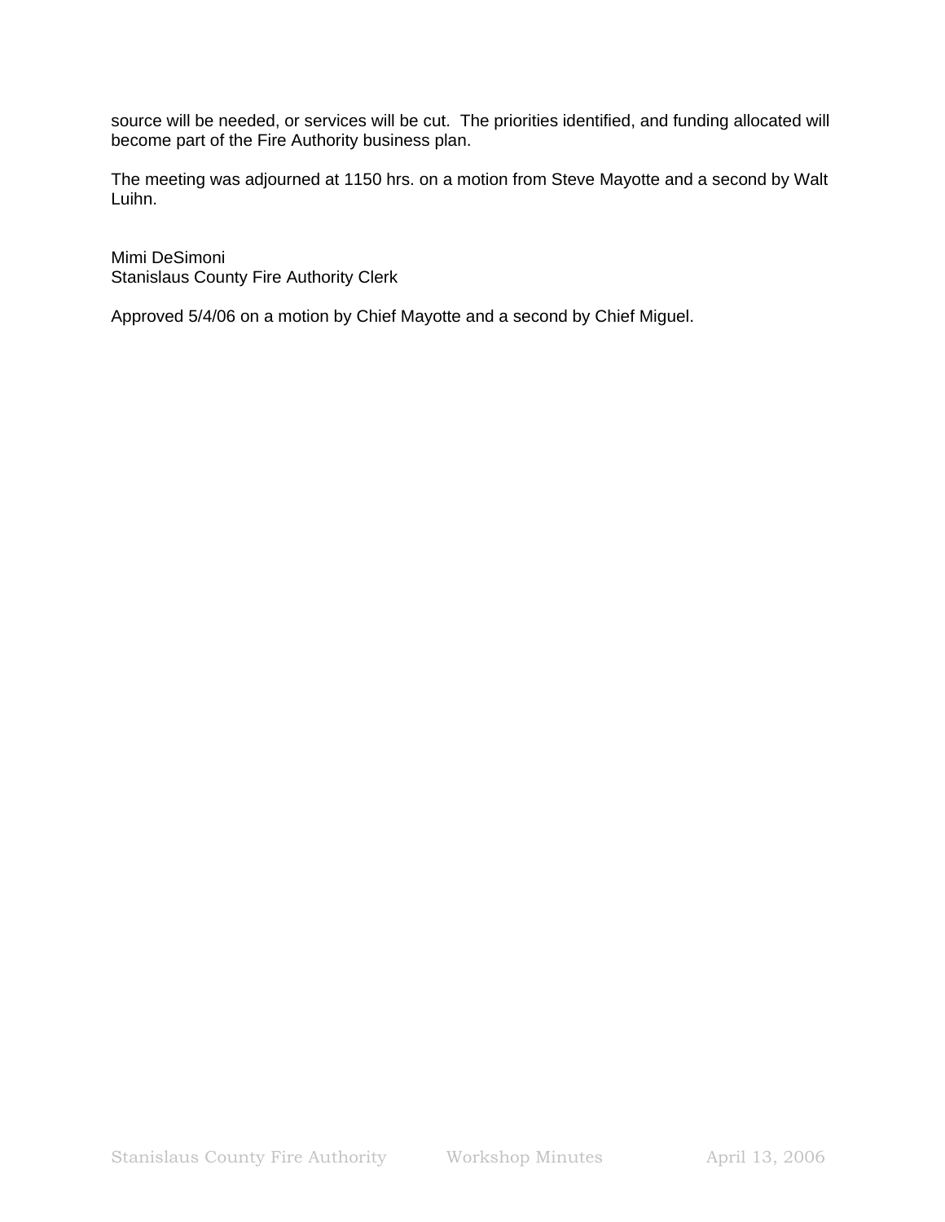source will be needed, or services will be cut. The priorities identified, and funding allocated will become part of the Fire Authority business plan.

The meeting was adjourned at 1150 hrs. on a motion from Steve Mayotte and a second by Walt Luihn.

Mimi DeSimoni
Stanislaus County Fire Authority Clerk

Approved 5/4/06 on a motion by Chief Mayotte and a second by Chief Miguel.